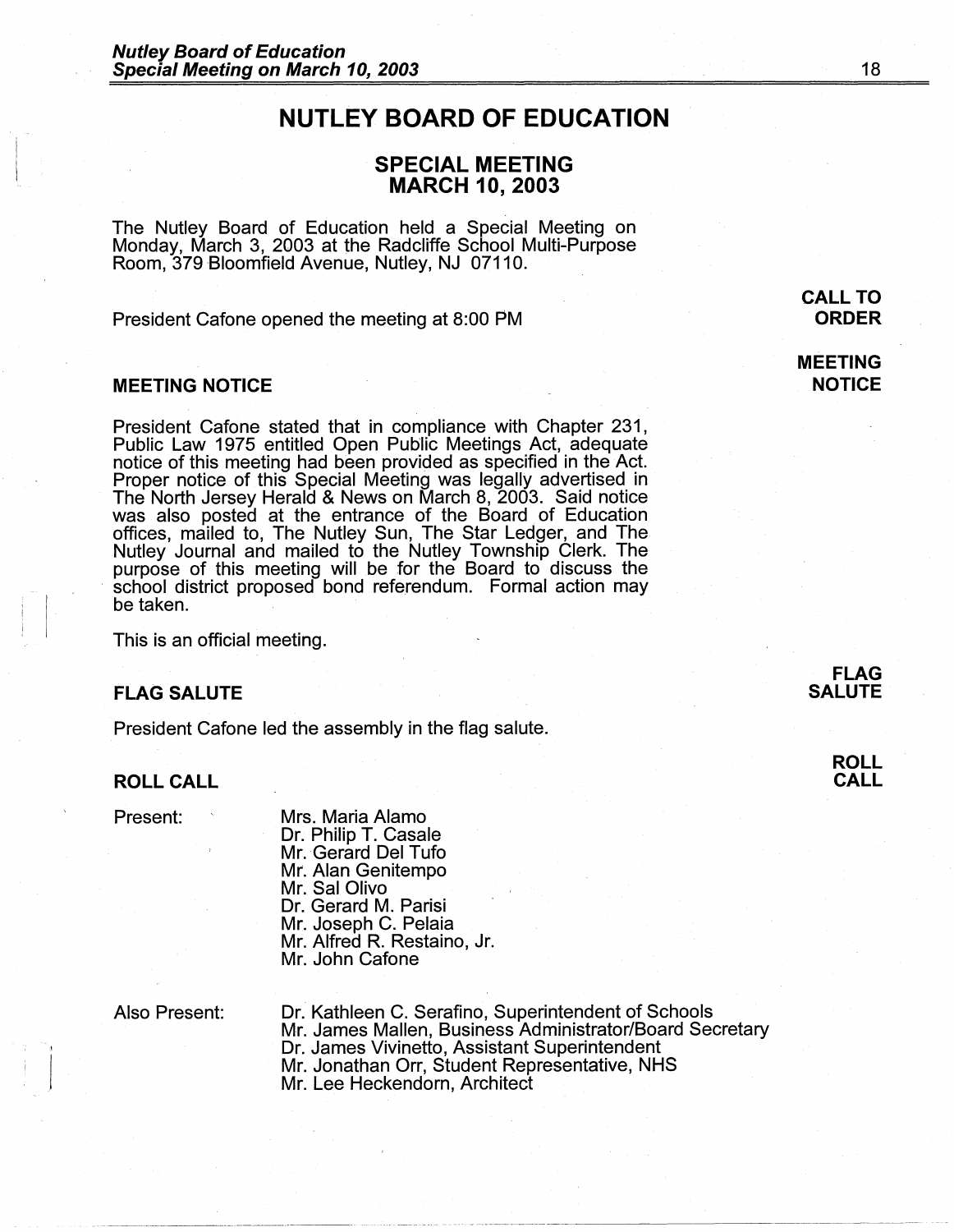# NUTLEY BOARD OF EDUCATION

## SPECIAL MEETING
## MARCH 10, 2003

The Nutley Board of Education held a Special Meeting on Monday, March 3, 2003 at the Radcliffe School Multi-Purpose Room, 379 Bloomfield Avenue, Nutley, NJ 07110.

**CALL TO ORDER**

President Cafone opened the meeting at 8:00 PM

**MEETING NOTICE**

### MEETING NOTICE

President Cafone stated that in compliance with Chapter 231, Public Law 1975 entitled Open Public Meetings Act, adequate notice of this meeting had been provided as specified in the Act. Proper notice of this Special Meeting was legally advertised in The North Jersey Herald & News on March 8, 2003. Said notice was also posted at the entrance of the Board of Education offices, mailed to, The Nutley Sun, The Star Ledger, and The Nutley Journal and mailed to the Nutley Township Clerk. The purpose of this meeting will be for the Board to discuss the school district proposed bond referendum. Formal action may be taken.

This is an official meeting.

**FLAG SALUTE**

### FLAG SALUTE

President Cafone led the assembly in the flag salute.

**ROLL CALL**

### ROLL CALL

Present:
- Mrs. Maria Alamo
- Dr. Philip T. Casale
- Mr. Gerard Del Tufo
- Mr. Alan Genitempo
- Mr. Sal Olivo
- Dr. Gerard M. Parisi
- Mr. Joseph C. Pelaia
- Mr. Alfred R. Restaino, Jr.
- Mr. John Cafone

Also Present:
- Dr. Kathleen C. Serafino, Superintendent of Schools
- Mr. James Mallen, Business Administrator/Board Secretary
- Dr. James Vivinetto, Assistant Superintendent
- Mr. Jonathan Orr, Student Representative, NHS
- Mr. Lee Heckendorn, Architect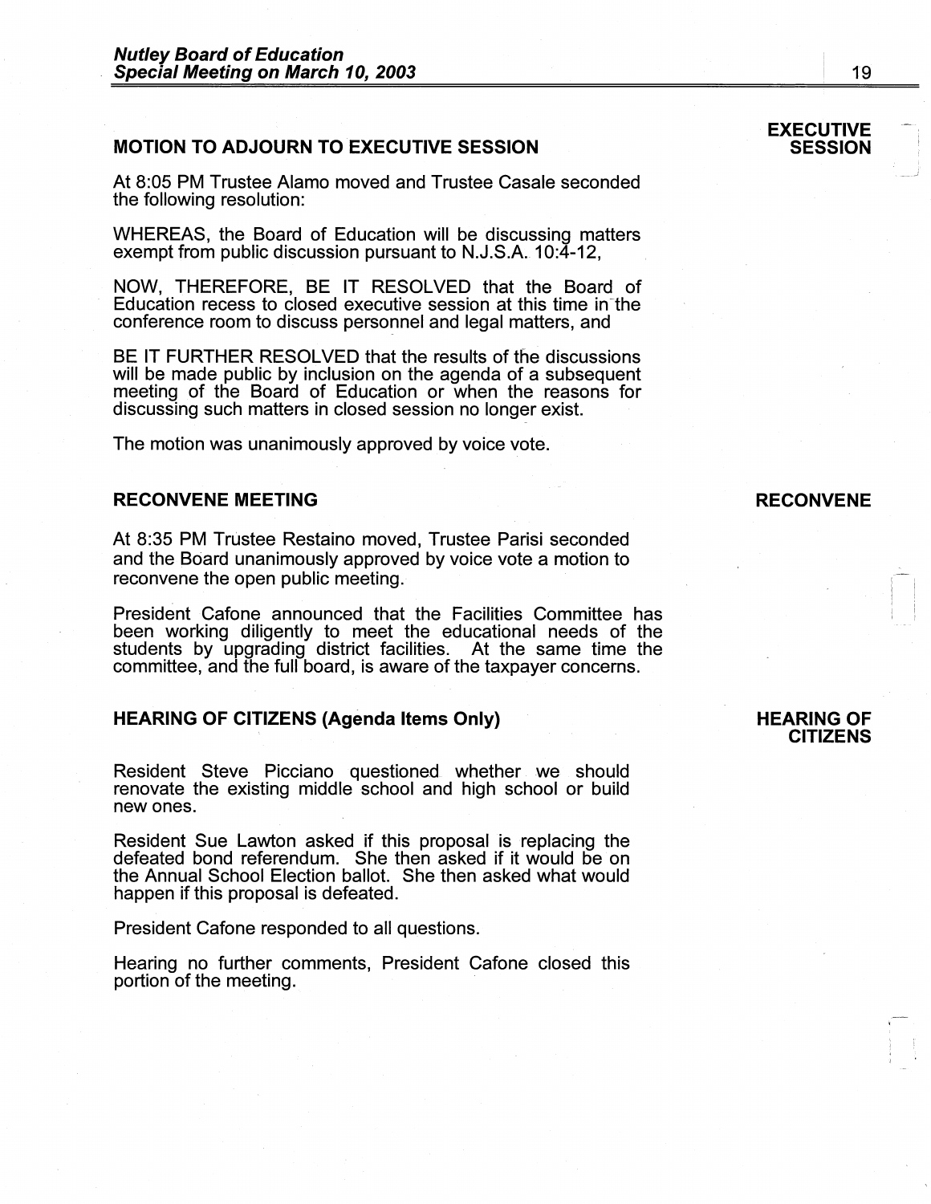## MOTION TO ADJOURN TO EXECUTIVE SESSION

**EXECUTIVE SESSION**

At 8:05 PM Trustee Alamo moved and Trustee Casale seconded the following resolution:

WHEREAS, the Board of Education will be discussing matters exempt from public discussion pursuant to N.J.S.A. 10:4-12,

NOW, THEREFORE, BE IT RESOLVED that the Board of Education recess to closed executive session at this time in the conference room to discuss personnel and legal matters, and

BE IT FURTHER RESOLVED that the results of the discussions will be made public by inclusion on the agenda of a subsequent meeting of the Board of Education or when the reasons for discussing such matters in closed session no longer exist.

The motion was unanimously approved by voice vote.

## RECONVENE MEETING

**RECONVENE**

At 8:35 PM Trustee Restaino moved, Trustee Parisi seconded and the Board unanimously approved by voice vote a motion to reconvene the open public meeting.

President Cafone announced that the Facilities Committee has been working diligently to meet the educational needs of the students by upgrading district facilities. At the same time the committee, and the full board, is aware of the taxpayer concerns.

## HEARING OF CITIZENS (Agenda Items Only)

**HEARING OF CITIZENS**

Resident Steve Picciano questioned whether we should renovate the existing middle school and high school or build new ones.

Resident Sue Lawton asked if this proposal is replacing the defeated bond referendum. She then asked if it would be on the Annual School Election ballot. She then asked what would happen if this proposal is defeated.

President Cafone responded to all questions.

Hearing no further comments, President Cafone closed this portion of the meeting.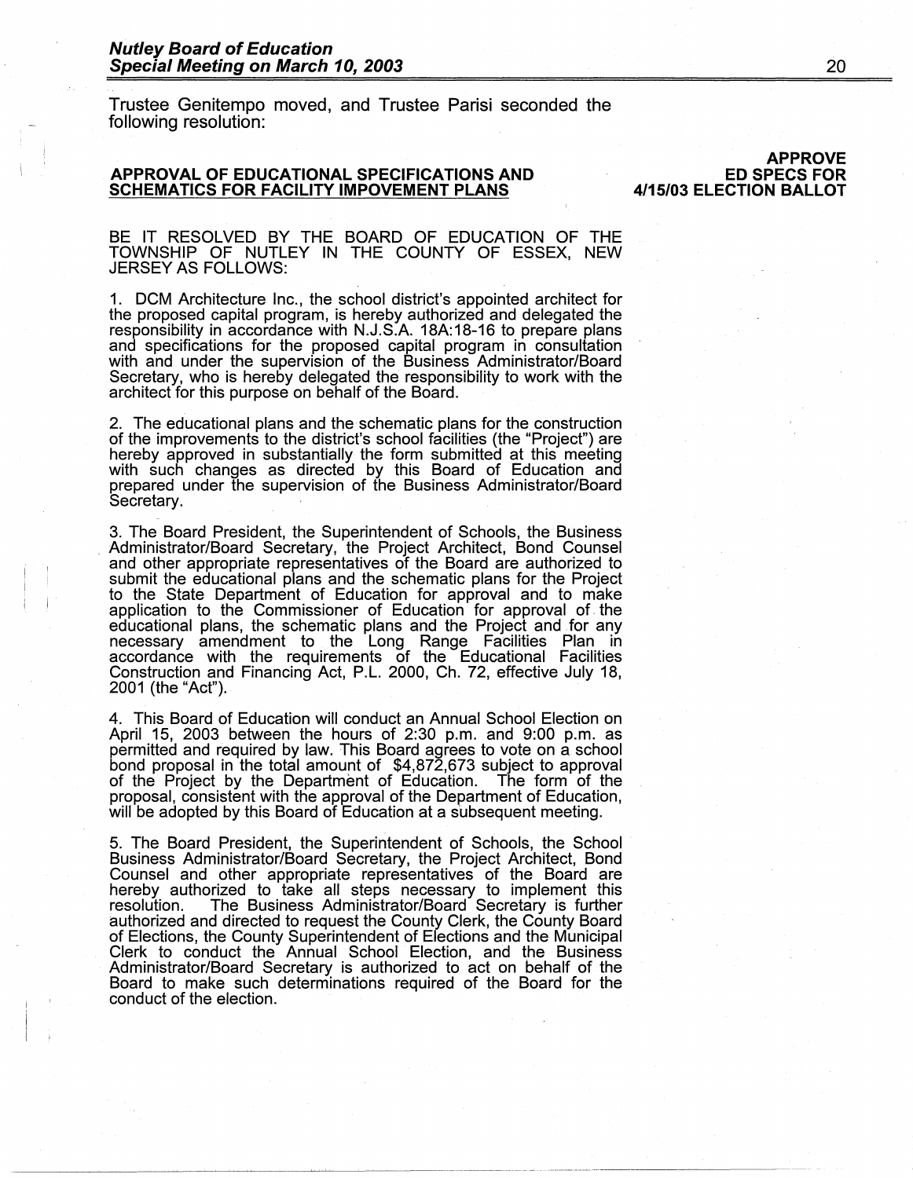Trustee Genitempo moved, and Trustee Parisi seconded the following resolution:

**APPROVE ED SPECS FOR 4/15/03 ELECTION BALLOT**

**APPROVAL OF EDUCATIONAL SPECIFICATIONS AND SCHEMATICS FOR FACILITY IMPOVEMENT PLANS**

BE IT RESOLVED BY THE BOARD OF EDUCATION OF THE TOWNSHIP OF NUTLEY IN THE COUNTY OF ESSEX, NEW JERSEY AS FOLLOWS:

1. DCM Architecture Inc., the school district's appointed architect for the proposed capital program, is hereby authorized and delegated the responsibility in accordance with N.J.S.A. 18A:18-16 to prepare plans and specifications for the proposed capital program in consultation with and under the supervision of the Business Administrator/Board Secretary, who is hereby delegated the responsibility to work with the architect for this purpose on behalf of the Board.

2. The educational plans and the schematic plans for the construction of the improvements to the district's school facilities (the "Project") are hereby approved in substantially the form submitted at this meeting with such changes as directed by this Board of Education and prepared under the supervision of the Business Administrator/Board Secretary.

3. The Board President, the Superintendent of Schools, the Business Administrator/Board Secretary, the Project Architect, Bond Counsel and other appropriate representatives of the Board are authorized to submit the educational plans and the schematic plans for the Project to the State Department of Education for approval and to make application to the Commissioner of Education for approval of the educational plans, the schematic plans and the Project and for any necessary amendment to the Long Range Facilities Plan in accordance with the requirements of the Educational Facilities Construction and Financing Act, P.L. 2000, Ch. 72, effective July 18, 2001 (the "Act").

4. This Board of Education will conduct an Annual School Election on April 15, 2003 between the hours of 2:30 p.m. and 9:00 p.m. as permitted and required by law. This Board agrees to vote on a school bond proposal in the total amount of $4,872,673 subject to approval of the Project by the Department of Education. The form of the proposal, consistent with the approval of the Department of Education, will be adopted by this Board of Education at a subsequent meeting.

5. The Board President, the Superintendent of Schools, the School Business Administrator/Board Secretary, the Project Architect, Bond Counsel and other appropriate representatives of the Board are hereby authorized to take all steps necessary to implement this resolution. The Business Administrator/Board Secretary is further authorized and directed to request the County Clerk, the County Board of Elections, the County Superintendent of Elections and the Municipal Clerk to conduct the Annual School Election, and the Business Administrator/Board Secretary is authorized to act on behalf of the Board to make such determinations required of the Board for the conduct of the election.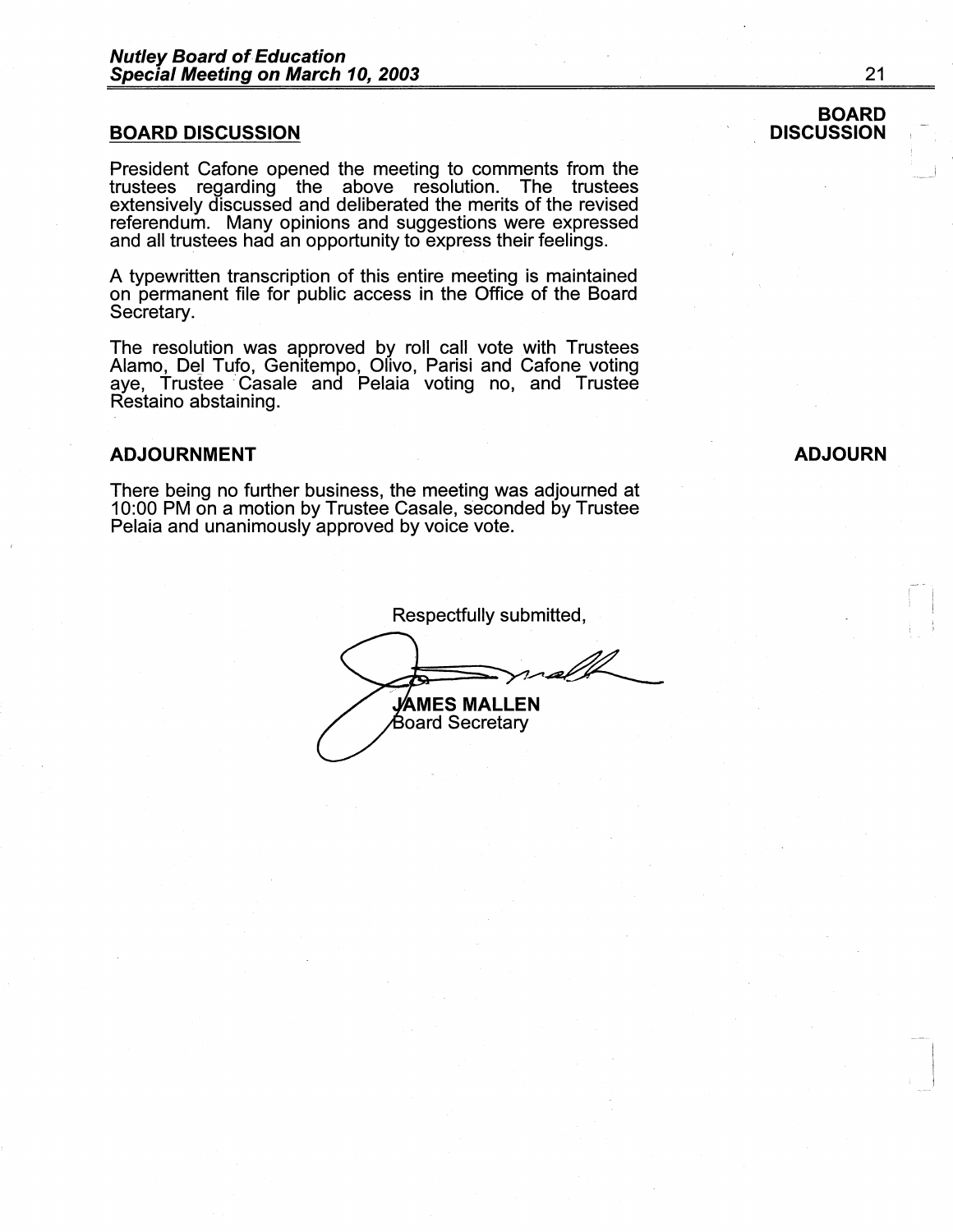## BOARD DISCUSSION

**BOARD DISCUSSION**

President Cafone opened the meeting to comments from the trustees regarding the above resolution. The trustees extensively discussed and deliberated the merits of the revised referendum. Many opinions and suggestions were expressed and all trustees had an opportunity to express their feelings.

A typewritten transcription of this entire meeting is maintained on permanent file for public access in the Office of the Board Secretary.

The resolution was approved by roll call vote with Trustees Alamo, Del Tufo, Genitempo, Olivo, Parisi and Cafone voting aye, Trustee Casale and Pelaia voting no, and Trustee Restaino abstaining.

## ADJOURNMENT

**ADJOURN**

There being no further business, the meeting was adjourned at 10:00 PM on a motion by Trustee Casale, seconded by Trustee Pelaia and unanimously approved by voice vote.

Respectfully submitted,

**JAMES MALLEN**
Board Secretary